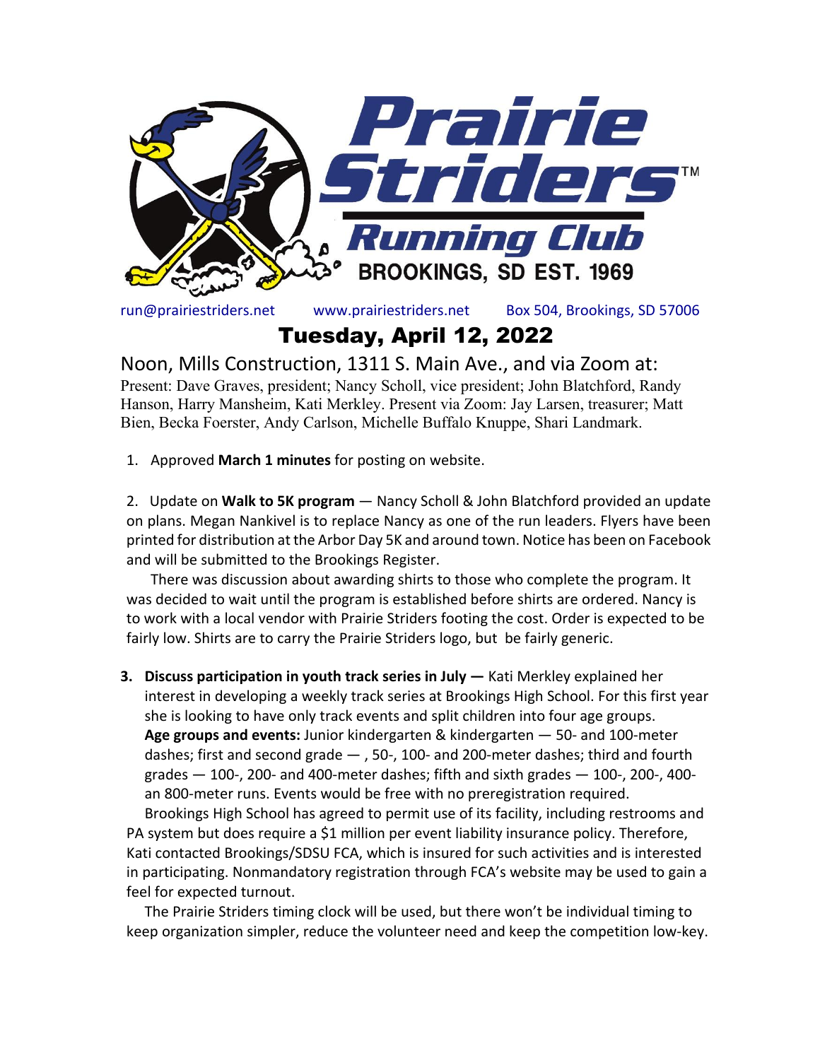# Prairie Striders Running Club

**BROOKINGS, SD EST. 1969**

run@prairiestriders.net www.prairiestriders.net Box 504, Brookings, SD 57006

## Tuesday, April 12, 2022

Noon, Mills Construction, 1311 S. Main Ave., and via Zoom at:

Present: Dave Graves, president; Nancy Scholl, vice president; John Blatchford, Randy Hanson, Harry Mansheim, Kati Merkley. Present via Zoom: Jay Larsen, treasurer; Matt Bien, Becka Foerster, Andy Carlson, Michelle Buffalo Knuppe, Shari Landmark.

1. Approved **March 1 minutes** for posting on website.

2. Update on **Walk to 5K program** — Nancy Scholl & John Blatchford provided an update on plans. Megan Nankivel is to replace Nancy as one of the run leaders. Flyers have been printed for distribution at the Arbor Day 5K and around town. Notice has been on Facebook and will be submitted to the Brookings Register.

   There was discussion about awarding shirts to those who complete the program. It was decided to wait until the program is established before shirts are ordered. Nancy is to work with a local vendor with Prairie Striders footing the cost. Order is expected to be fairly low. Shirts are to carry the Prairie Striders logo, but be fairly generic.

3. **Discuss participation in youth track series in July —** Kati Merkley explained her interest in developing a weekly track series at Brookings High School. For this first year she is looking to have only track events and split children into four age groups. **Age groups and events:** Junior kindergarten & kindergarten — 50- and 100-meter dashes; first and second grade — , 50-, 100- and 200-meter dashes; third and fourth grades — 100-, 200- and 400-meter dashes; fifth and sixth grades — 100-, 200-, 400- an 800-meter runs. Events would be free with no preregistration required.

   Brookings High School has agreed to permit use of its facility, including restrooms and PA system but does require a $1 million per event liability insurance policy. Therefore, Kati contacted Brookings/SDSU FCA, which is insured for such activities and is interested in participating. Nonmandatory registration through FCA's website may be used to gain a feel for expected turnout.

   The Prairie Striders timing clock will be used, but there won't be individual timing to keep organization simpler, reduce the volunteer need and keep the competition low-key.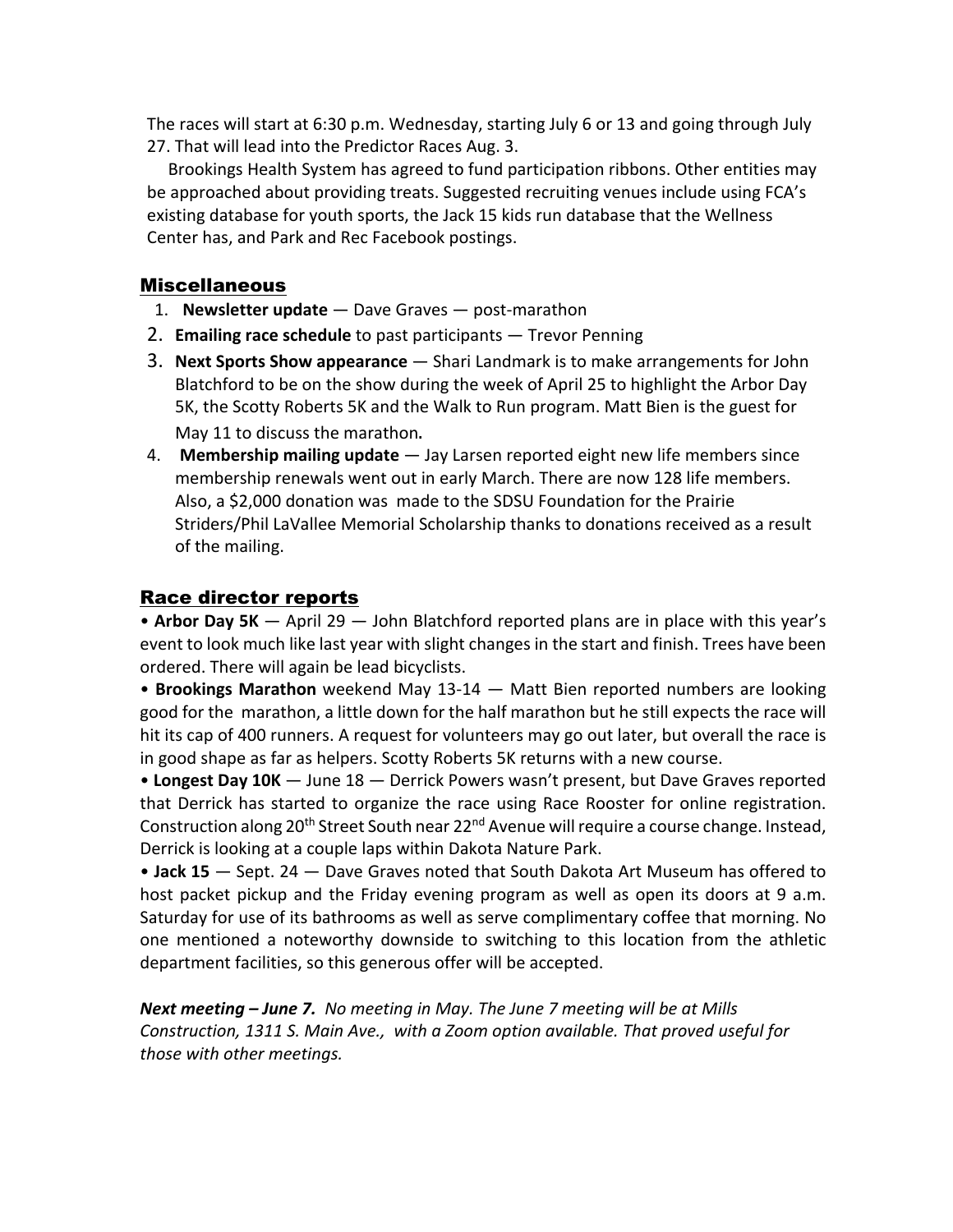The races will start at 6:30 p.m. Wednesday, starting July 6 or 13 and going through July 27. That will lead into the Predictor Races Aug. 3.

Brookings Health System has agreed to fund participation ribbons. Other entities may be approached about providing treats. Suggested recruiting venues include using FCA's existing database for youth sports, the Jack 15 kids run database that the Wellness Center has, and Park and Rec Facebook postings.

## Miscellaneous

1. **Newsletter update** — Dave Graves — post-marathon
2. **Emailing race schedule** to past participants — Trevor Penning
3. **Next Sports Show appearance** — Shari Landmark is to make arrangements for John Blatchford to be on the show during the week of April 25 to highlight the Arbor Day 5K, the Scotty Roberts 5K and the Walk to Run program. Matt Bien is the guest for May 11 to discuss the marathon**.**
4. **Membership mailing update** — Jay Larsen reported eight new life members since membership renewals went out in early March. There are now 128 life members. Also, a $2,000 donation was made to the SDSU Foundation for the Prairie Striders/Phil LaVallee Memorial Scholarship thanks to donations received as a result of the mailing.

## Race director reports

• **Arbor Day 5K** — April 29 — John Blatchford reported plans are in place with this year's event to look much like last year with slight changes in the start and finish. Trees have been ordered. There will again be lead bicyclists.

• **Brookings Marathon** weekend May 13-14 — Matt Bien reported numbers are looking good for the marathon, a little down for the half marathon but he still expects the race will hit its cap of 400 runners. A request for volunteers may go out later, but overall the race is in good shape as far as helpers. Scotty Roberts 5K returns with a new course.

• **Longest Day 10K** — June 18 — Derrick Powers wasn't present, but Dave Graves reported that Derrick has started to organize the race using Race Rooster for online registration. Construction along 20th Street South near 22nd Avenue will require a course change. Instead, Derrick is looking at a couple laps within Dakota Nature Park.

• **Jack 15** — Sept. 24 — Dave Graves noted that South Dakota Art Museum has offered to host packet pickup and the Friday evening program as well as open its doors at 9 a.m. Saturday for use of its bathrooms as well as serve complimentary coffee that morning. No one mentioned a noteworthy downside to switching to this location from the athletic department facilities, so this generous offer will be accepted.

***Next meeting – June 7.*** *No meeting in May. The June 7 meeting will be at Mills Construction, 1311 S. Main Ave., with a Zoom option available. That proved useful for those with other meetings.*